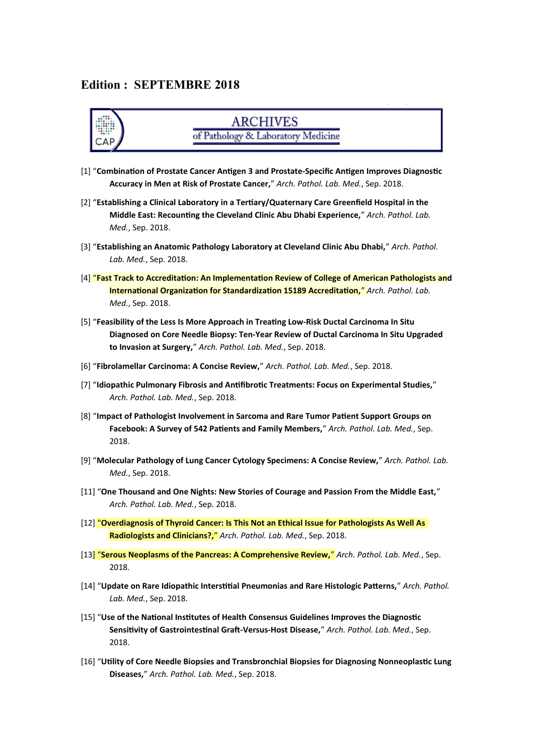## Edition : SEPTEMBRE 2018

ARCHIVES
of Pathology & Laboratory Medicine

[1] "**Combination of Prostate Cancer Antigen 3 and Prostate-Specific Antigen Improves Diagnostic Accuracy in Men at Risk of Prostate Cancer,**" *Arch. Pathol. Lab. Med.*, Sep. 2018.

[2] "**Establishing a Clinical Laboratory in a Tertiary/Quaternary Care Greenfield Hospital in the Middle East: Recounting the Cleveland Clinic Abu Dhabi Experience,**" *Arch. Pathol. Lab. Med.*, Sep. 2018.

[3] "**Establishing an Anatomic Pathology Laboratory at Cleveland Clinic Abu Dhabi,**" *Arch. Pathol. Lab. Med.*, Sep. 2018.

[4] "**Fast Track to Accreditation: An Implementation Review of College of American Pathologists and International Organization for Standardization 15189 Accreditation,**" *Arch. Pathol. Lab. Med.*, Sep. 2018.

[5] "**Feasibility of the Less Is More Approach in Treating Low-Risk Ductal Carcinoma In Situ Diagnosed on Core Needle Biopsy: Ten-Year Review of Ductal Carcinoma In Situ Upgraded to Invasion at Surgery,**" *Arch. Pathol. Lab. Med.*, Sep. 2018.

[6] "**Fibrolamellar Carcinoma: A Concise Review,**" *Arch. Pathol. Lab. Med.*, Sep. 2018.

[7] "**Idiopathic Pulmonary Fibrosis and Antifibrotic Treatments: Focus on Experimental Studies,**" *Arch. Pathol. Lab. Med.*, Sep. 2018.

[8] "**Impact of Pathologist Involvement in Sarcoma and Rare Tumor Patient Support Groups on Facebook: A Survey of 542 Patients and Family Members,**" *Arch. Pathol. Lab. Med.*, Sep. 2018.

[9] "**Molecular Pathology of Lung Cancer Cytology Specimens: A Concise Review,**" *Arch. Pathol. Lab. Med.*, Sep. 2018.

[11] "**One Thousand and One Nights: New Stories of Courage and Passion From the Middle East,**" *Arch. Pathol. Lab. Med.*, Sep. 2018.

[12] "**Overdiagnosis of Thyroid Cancer: Is This Not an Ethical Issue for Pathologists As Well As Radiologists and Clinicians?,**" *Arch. Pathol. Lab. Med.*, Sep. 2018.

[13] "**Serous Neoplasms of the Pancreas: A Comprehensive Review,**" *Arch. Pathol. Lab. Med.*, Sep. 2018.

[14] "**Update on Rare Idiopathic Interstitial Pneumonias and Rare Histologic Patterns,**" *Arch. Pathol. Lab. Med.*, Sep. 2018.

[15] "**Use of the National Institutes of Health Consensus Guidelines Improves the Diagnostic Sensitivity of Gastrointestinal Graft-Versus-Host Disease,**" *Arch. Pathol. Lab. Med.*, Sep. 2018.

[16] "**Utility of Core Needle Biopsies and Transbronchial Biopsies for Diagnosing Nonneoplastic Lung Diseases,**" *Arch. Pathol. Lab. Med.*, Sep. 2018.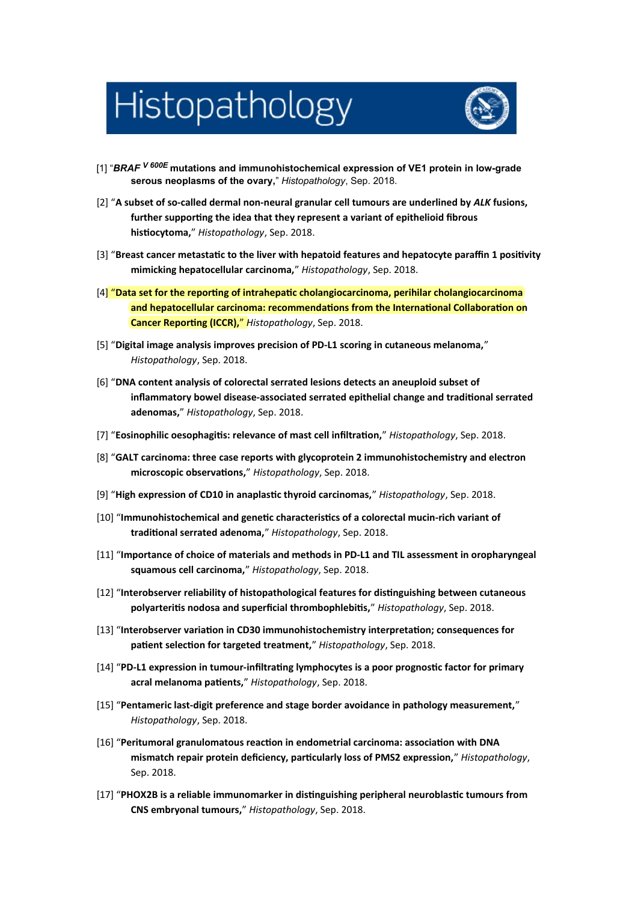# Histopathology

[1] "***BRAF*** $^{V600E}$ **mutations and immunohistochemical expression of VE1 protein in low-grade serous neoplasms of the ovary**," *Histopathology*, Sep. 2018.

[2] "**A subset of so-called dermal non-neural granular cell tumours are underlined by *ALK* fusions, further supporting the idea that they represent a variant of epithelioid fibrous histiocytoma,**" *Histopathology*, Sep. 2018.

[3] "**Breast cancer metastatic to the liver with hepatoid features and hepatocyte paraffin 1 positivity mimicking hepatocellular carcinoma,**" *Histopathology*, Sep. 2018.

[4] "**Data set for the reporting of intrahepatic cholangiocarcinoma, perihilar cholangiocarcinoma and hepatocellular carcinoma: recommendations from the International Collaboration on Cancer Reporting (ICCR),**" *Histopathology*, Sep. 2018.

[5] "**Digital image analysis improves precision of PD-L1 scoring in cutaneous melanoma,**" *Histopathology*, Sep. 2018.

[6] "**DNA content analysis of colorectal serrated lesions detects an aneuploid subset of inflammatory bowel disease-associated serrated epithelial change and traditional serrated adenomas,**" *Histopathology*, Sep. 2018.

[7] "**Eosinophilic oesophagitis: relevance of mast cell infiltration,**" *Histopathology*, Sep. 2018.

[8] "**GALT carcinoma: three case reports with glycoprotein 2 immunohistochemistry and electron microscopic observations,**" *Histopathology*, Sep. 2018.

[9] "**High expression of CD10 in anaplastic thyroid carcinomas,**" *Histopathology*, Sep. 2018.

[10] "**Immunohistochemical and genetic characteristics of a colorectal mucin-rich variant of traditional serrated adenoma,**" *Histopathology*, Sep. 2018.

[11] "**Importance of choice of materials and methods in PD-L1 and TIL assessment in oropharyngeal squamous cell carcinoma,**" *Histopathology*, Sep. 2018.

[12] "**Interobserver reliability of histopathological features for distinguishing between cutaneous polyarteritis nodosa and superficial thrombophlebitis,**" *Histopathology*, Sep. 2018.

[13] "**Interobserver variation in CD30 immunohistochemistry interpretation; consequences for patient selection for targeted treatment,**" *Histopathology*, Sep. 2018.

[14] "**PD-L1 expression in tumour-infiltrating lymphocytes is a poor prognostic factor for primary acral melanoma patients,**" *Histopathology*, Sep. 2018.

[15] "**Pentameric last-digit preference and stage border avoidance in pathology measurement,**" *Histopathology*, Sep. 2018.

[16] "**Peritumoral granulomatous reaction in endometrial carcinoma: association with DNA mismatch repair protein deficiency, particularly loss of PMS2 expression,**" *Histopathology*, Sep. 2018.

[17] "**PHOX2B is a reliable immunomarker in distinguishing peripheral neuroblastic tumours from CNS embryonal tumours,**" *Histopathology*, Sep. 2018.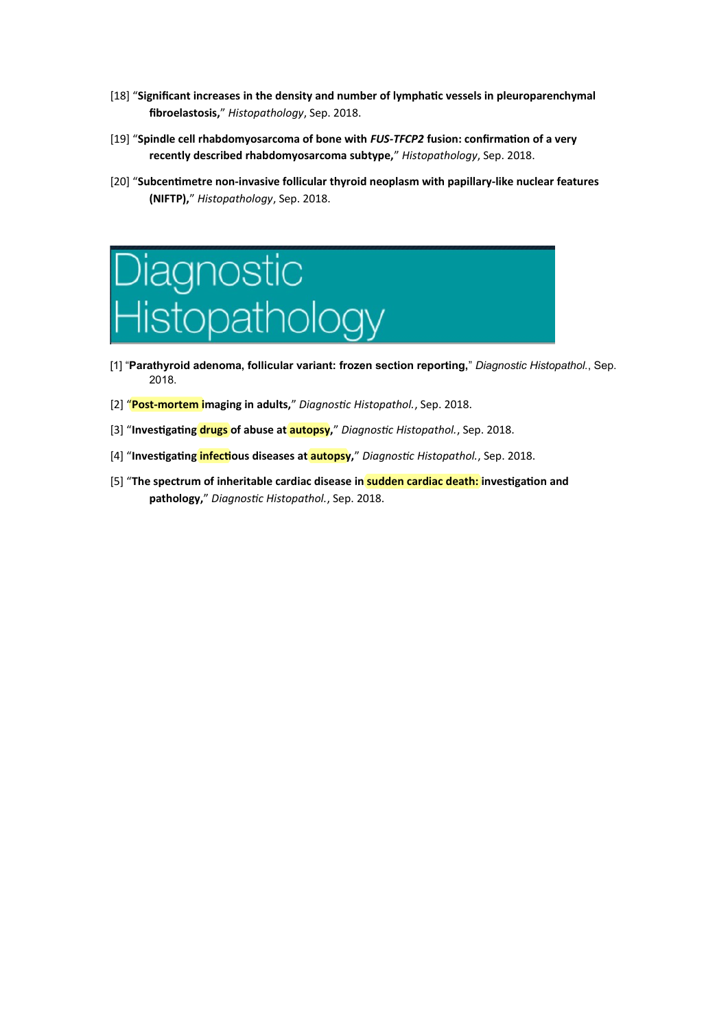[18] "**Significant increases in the density and number of lymphatic vessels in pleuroparenchymal fibroelastosis,**" *Histopathology*, Sep. 2018.

[19] "**Spindle cell rhabdomyosarcoma of bone with *FUS-TFCP2* fusion: confirmation of a very recently described rhabdomyosarcoma subtype,**" *Histopathology*, Sep. 2018.

[20] "**Subcentimetre non-invasive follicular thyroid neoplasm with papillary-like nuclear features (NIFTP),**" *Histopathology*, Sep. 2018.

# Diagnostic Histopathology

[1] "**Parathyroid adenoma, follicular variant: frozen section reporting,**" *Diagnostic Histopathol.*, Sep. 2018.

[2] "**Post-mortem imaging in adults,**" *Diagnostic Histopathol.*, Sep. 2018.

[3] "**Investigating drugs of abuse at autopsy,**" *Diagnostic Histopathol.*, Sep. 2018.

[4] "**Investigating infectious diseases at autopsy,**" *Diagnostic Histopathol.*, Sep. 2018.

[5] "**The spectrum of inheritable cardiac disease in sudden cardiac death: investigation and pathology,**" *Diagnostic Histopathol.*, Sep. 2018.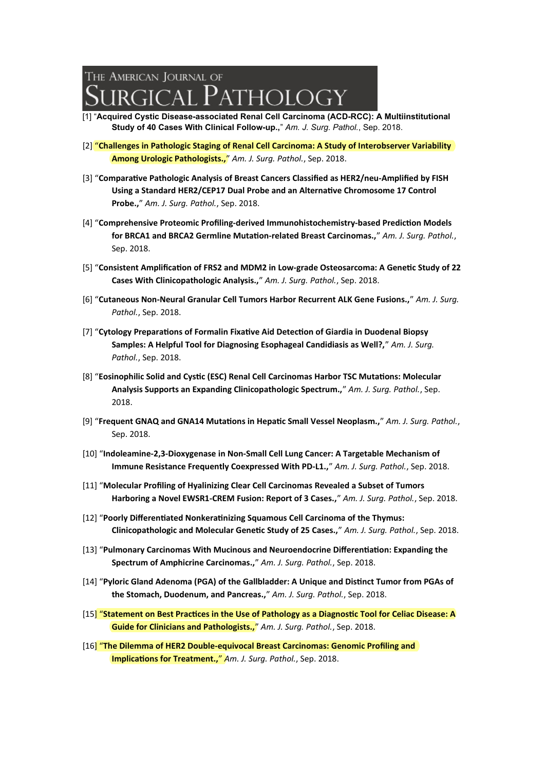# The American Journal of Surgical Pathology

[1] "**Acquired Cystic Disease-associated Renal Cell Carcinoma (ACD-RCC): A Multiinstitutional Study of 40 Cases With Clinical Follow-up.**," *Am. J. Surg. Pathol.*, Sep. 2018.

[2] "**Challenges in Pathologic Staging of Renal Cell Carcinoma: A Study of Interobserver Variability Among Urologic Pathologists.**," *Am. J. Surg. Pathol.*, Sep. 2018.

[3] "**Comparative Pathologic Analysis of Breast Cancers Classified as HER2/neu-Amplified by FISH Using a Standard HER2/CEP17 Dual Probe and an Alternative Chromosome 17 Control Probe.**," *Am. J. Surg. Pathol.*, Sep. 2018.

[4] "**Comprehensive Proteomic Profiling-derived Immunohistochemistry-based Prediction Models for BRCA1 and BRCA2 Germline Mutation-related Breast Carcinomas.**," *Am. J. Surg. Pathol.*, Sep. 2018.

[5] "**Consistent Amplification of FRS2 and MDM2 in Low-grade Osteosarcoma: A Genetic Study of 22 Cases With Clinicopathologic Analysis.**," *Am. J. Surg. Pathol.*, Sep. 2018.

[6] "**Cutaneous Non-Neural Granular Cell Tumors Harbor Recurrent ALK Gene Fusions.**," *Am. J. Surg. Pathol.*, Sep. 2018.

[7] "**Cytology Preparations of Formalin Fixative Aid Detection of Giardia in Duodenal Biopsy Samples: A Helpful Tool for Diagnosing Esophageal Candidiasis as Well?**," *Am. J. Surg. Pathol.*, Sep. 2018.

[8] "**Eosinophilic Solid and Cystic (ESC) Renal Cell Carcinomas Harbor TSC Mutations: Molecular Analysis Supports an Expanding Clinicopathologic Spectrum.**," *Am. J. Surg. Pathol.*, Sep. 2018.

[9] "**Frequent GNAQ and GNA14 Mutations in Hepatic Small Vessel Neoplasm.**," *Am. J. Surg. Pathol.*, Sep. 2018.

[10] "**Indoleamine-2,3-Dioxygenase in Non-Small Cell Lung Cancer: A Targetable Mechanism of Immune Resistance Frequently Coexpressed With PD-L1.**," *Am. J. Surg. Pathol.*, Sep. 2018.

[11] "**Molecular Profiling of Hyalinizing Clear Cell Carcinomas Revealed a Subset of Tumors Harboring a Novel EWSR1-CREM Fusion: Report of 3 Cases.**," *Am. J. Surg. Pathol.*, Sep. 2018.

[12] "**Poorly Differentiated Nonkeratinizing Squamous Cell Carcinoma of the Thymus: Clinicopathologic and Molecular Genetic Study of 25 Cases.**," *Am. J. Surg. Pathol.*, Sep. 2018.

[13] "**Pulmonary Carcinomas With Mucinous and Neuroendocrine Differentiation: Expanding the Spectrum of Amphicrine Carcinomas.**," *Am. J. Surg. Pathol.*, Sep. 2018.

[14] "**Pyloric Gland Adenoma (PGA) of the Gallbladder: A Unique and Distinct Tumor from PGAs of the Stomach, Duodenum, and Pancreas.**," *Am. J. Surg. Pathol.*, Sep. 2018.

[15] "**Statement on Best Practices in the Use of Pathology as a Diagnostic Tool for Celiac Disease: A Guide for Clinicians and Pathologists.**," *Am. J. Surg. Pathol.*, Sep. 2018.

[16] "**The Dilemma of HER2 Double-equivocal Breast Carcinomas: Genomic Profiling and Implications for Treatment.**," *Am. J. Surg. Pathol.*, Sep. 2018.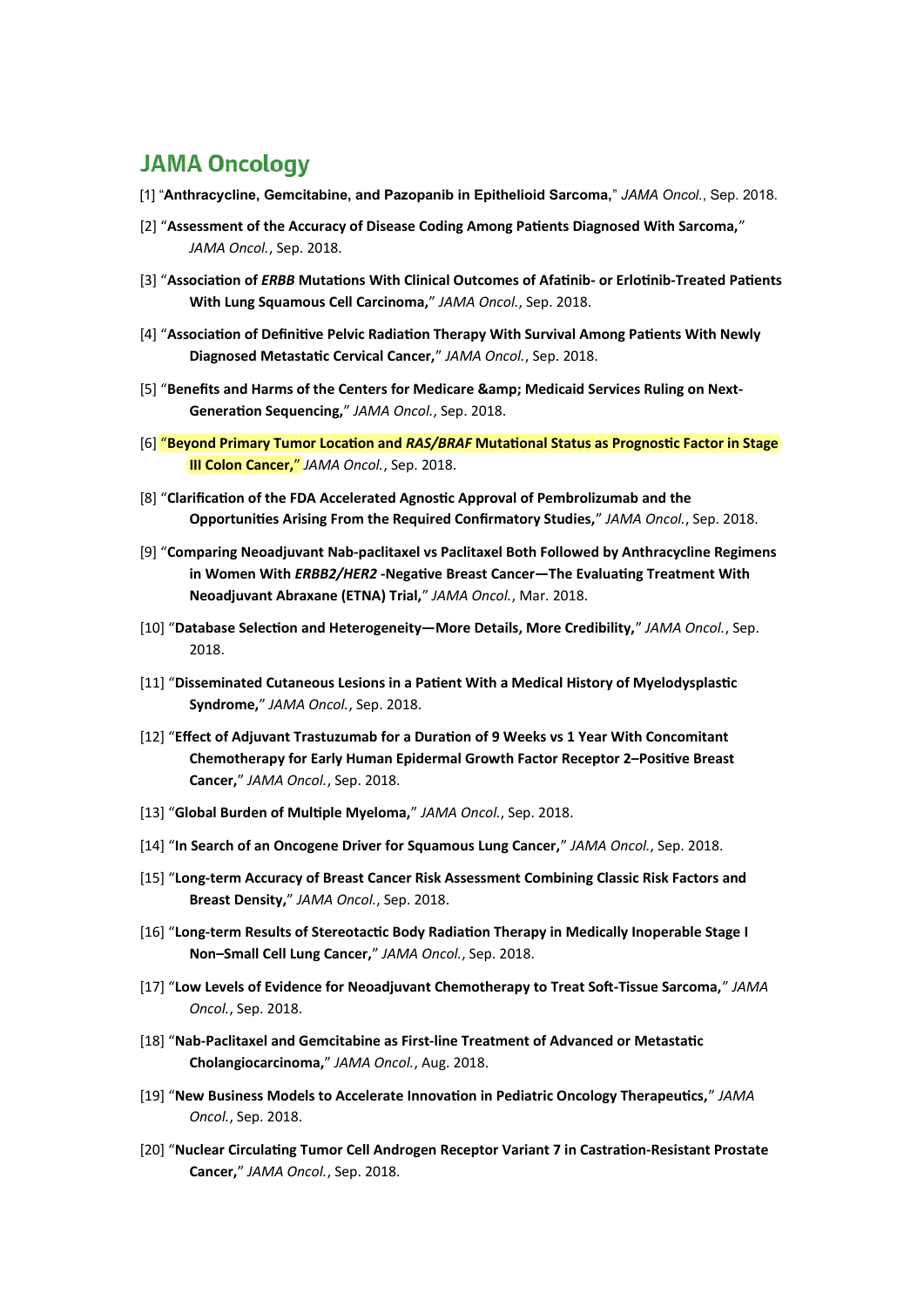## JAMA Oncology

[1] "**Anthracycline, Gemcitabine, and Pazopanib in Epithelioid Sarcoma**," *JAMA Oncol.*, Sep. 2018.

[2] "**Assessment of the Accuracy of Disease Coding Among Patients Diagnosed With Sarcoma,**" *JAMA Oncol.*, Sep. 2018.

[3] "**Association of *ERBB* Mutations With Clinical Outcomes of Afatinib- or Erlotinib-Treated Patients With Lung Squamous Cell Carcinoma,**" *JAMA Oncol.*, Sep. 2018.

[4] "**Association of Definitive Pelvic Radiation Therapy With Survival Among Patients With Newly Diagnosed Metastatic Cervical Cancer,**" *JAMA Oncol.*, Sep. 2018.

[5] "**Benefits and Harms of the Centers for Medicare &amp; Medicaid Services Ruling on Next-Generation Sequencing,**" *JAMA Oncol.*, Sep. 2018.

[6] "**Beyond Primary Tumor Location and *RAS/BRAF* Mutational Status as Prognostic Factor in Stage III Colon Cancer,**" *JAMA Oncol.*, Sep. 2018.

[8] "**Clarification of the FDA Accelerated Agnostic Approval of Pembrolizumab and the Opportunities Arising From the Required Confirmatory Studies,**" *JAMA Oncol.*, Sep. 2018.

[9] "**Comparing Neoadjuvant Nab-paclitaxel vs Paclitaxel Both Followed by Anthracycline Regimens in Women With *ERBB2/HER2* -Negative Breast Cancer—The Evaluating Treatment With Neoadjuvant Abraxane (ETNA) Trial,**" *JAMA Oncol.*, Mar. 2018.

[10] "**Database Selection and Heterogeneity—More Details, More Credibility,**" *JAMA Oncol.*, Sep. 2018.

[11] "**Disseminated Cutaneous Lesions in a Patient With a Medical History of Myelodysplastic Syndrome,**" *JAMA Oncol.*, Sep. 2018.

[12] "**Effect of Adjuvant Trastuzumab for a Duration of 9 Weeks vs 1 Year With Concomitant Chemotherapy for Early Human Epidermal Growth Factor Receptor 2–Positive Breast Cancer,**" *JAMA Oncol.*, Sep. 2018.

[13] "**Global Burden of Multiple Myeloma,**" *JAMA Oncol.*, Sep. 2018.

[14] "**In Search of an Oncogene Driver for Squamous Lung Cancer,**" *JAMA Oncol.*, Sep. 2018.

[15] "**Long-term Accuracy of Breast Cancer Risk Assessment Combining Classic Risk Factors and Breast Density,**" *JAMA Oncol.*, Sep. 2018.

[16] "**Long-term Results of Stereotactic Body Radiation Therapy in Medically Inoperable Stage I Non–Small Cell Lung Cancer,**" *JAMA Oncol.*, Sep. 2018.

[17] "**Low Levels of Evidence for Neoadjuvant Chemotherapy to Treat Soft-Tissue Sarcoma,**" *JAMA Oncol.*, Sep. 2018.

[18] "**Nab-Paclitaxel and Gemcitabine as First-line Treatment of Advanced or Metastatic Cholangiocarcinoma,**" *JAMA Oncol.*, Aug. 2018.

[19] "**New Business Models to Accelerate Innovation in Pediatric Oncology Therapeutics,**" *JAMA Oncol.*, Sep. 2018.

[20] "**Nuclear Circulating Tumor Cell Androgen Receptor Variant 7 in Castration-Resistant Prostate Cancer,**" *JAMA Oncol.*, Sep. 2018.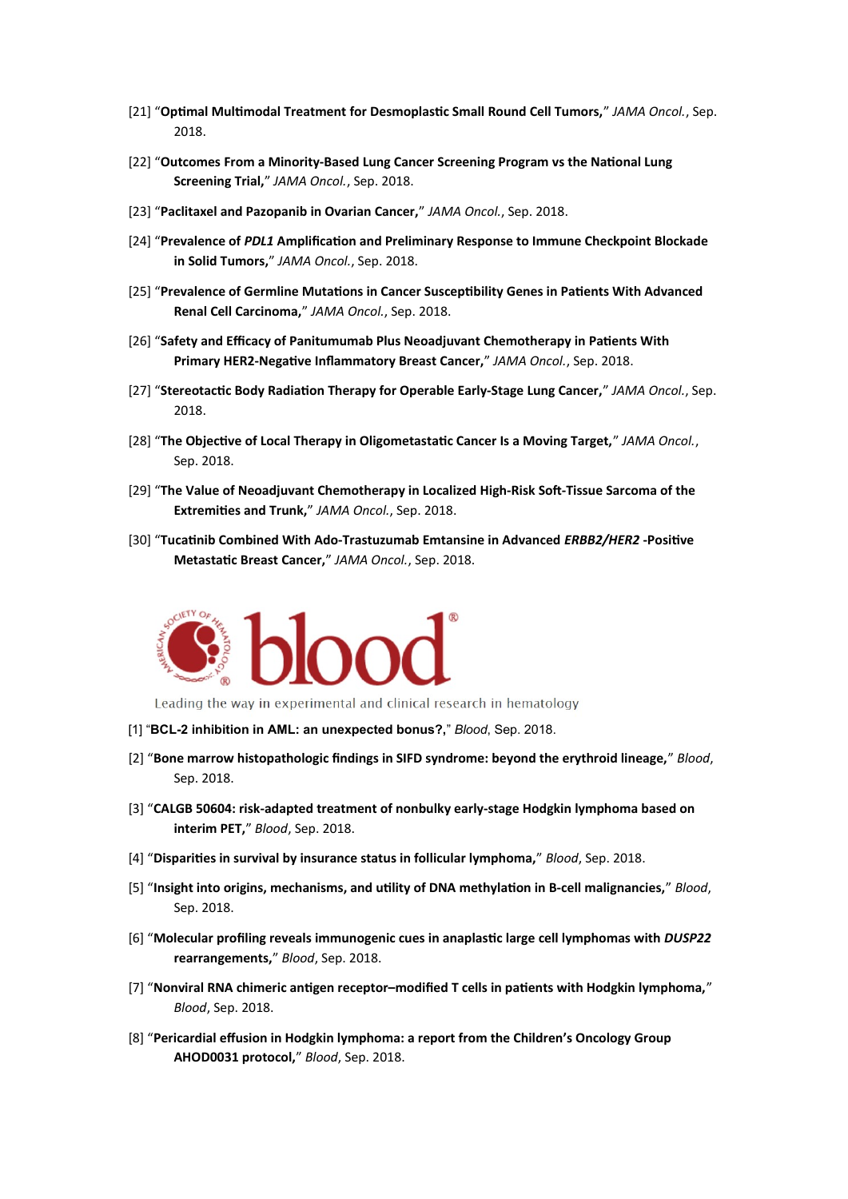[21] "**Optimal Multimodal Treatment for Desmoplastic Small Round Cell Tumors,**" *JAMA Oncol.*, Sep. 2018.

[22] "**Outcomes From a Minority-Based Lung Cancer Screening Program vs the National Lung Screening Trial,**" *JAMA Oncol.*, Sep. 2018.

[23] "**Paclitaxel and Pazopanib in Ovarian Cancer,**" *JAMA Oncol.*, Sep. 2018.

[24] "**Prevalence of *PDL1* Amplification and Preliminary Response to Immune Checkpoint Blockade in Solid Tumors,**" *JAMA Oncol.*, Sep. 2018.

[25] "**Prevalence of Germline Mutations in Cancer Susceptibility Genes in Patients With Advanced Renal Cell Carcinoma,**" *JAMA Oncol.*, Sep. 2018.

[26] "**Safety and Efficacy of Panitumumab Plus Neoadjuvant Chemotherapy in Patients With Primary HER2-Negative Inflammatory Breast Cancer,**" *JAMA Oncol.*, Sep. 2018.

[27] "**Stereotactic Body Radiation Therapy for Operable Early-Stage Lung Cancer,**" *JAMA Oncol.*, Sep. 2018.

[28] "**The Objective of Local Therapy in Oligometastatic Cancer Is a Moving Target,**" *JAMA Oncol.*, Sep. 2018.

[29] "**The Value of Neoadjuvant Chemotherapy in Localized High-Risk Soft-Tissue Sarcoma of the Extremities and Trunk,**" *JAMA Oncol.*, Sep. 2018.

[30] "**Tucatinib Combined With Ado-Trastuzumab Emtansine in Advanced *ERBB2/HER2* -Positive Metastatic Breast Cancer,**" *JAMA Oncol.*, Sep. 2018.

AMERICAN SOCIETY OF HEMATOLOGY blood®

Leading the way in experimental and clinical research in hematology

[1] "**BCL-2 inhibition in AML: an unexpected bonus?,**" *Blood*, Sep. 2018.

[2] "**Bone marrow histopathologic findings in SIFD syndrome: beyond the erythroid lineage,**" *Blood*, Sep. 2018.

[3] "**CALGB 50604: risk-adapted treatment of nonbulky early-stage Hodgkin lymphoma based on interim PET,**" *Blood*, Sep. 2018.

[4] "**Disparities in survival by insurance status in follicular lymphoma,**" *Blood*, Sep. 2018.

[5] "**Insight into origins, mechanisms, and utility of DNA methylation in B-cell malignancies,**" *Blood*, Sep. 2018.

[6] "**Molecular profiling reveals immunogenic cues in anaplastic large cell lymphomas with *DUSP22* rearrangements,**" *Blood*, Sep. 2018.

[7] "**Nonviral RNA chimeric antigen receptor–modified T cells in patients with Hodgkin lymphoma,**" *Blood*, Sep. 2018.

[8] "**Pericardial effusion in Hodgkin lymphoma: a report from the Children's Oncology Group AHOD0031 protocol,**" *Blood*, Sep. 2018.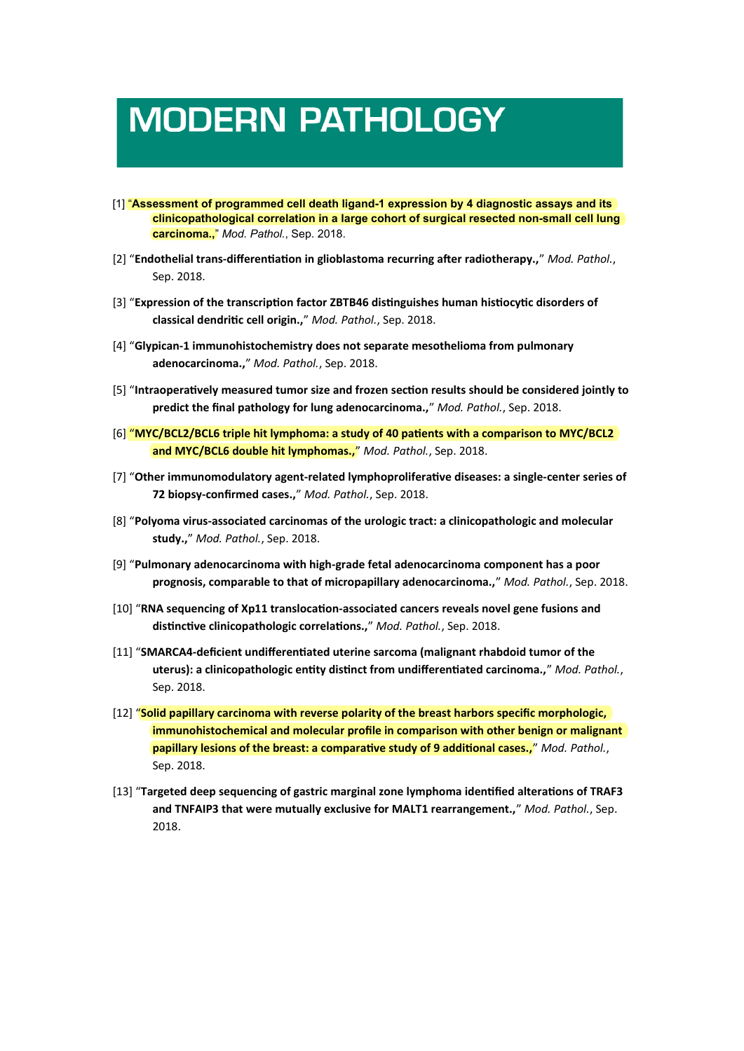# MODERN PATHOLOGY

[1] "**Assessment of programmed cell death ligand-1 expression by 4 diagnostic assays and its clinicopathological correlation in a large cohort of surgical resected non-small cell lung carcinoma.**," *Mod. Pathol.*, Sep. 2018.

[2] "**Endothelial trans-differentiation in glioblastoma recurring after radiotherapy.**," *Mod. Pathol.*, Sep. 2018.

[3] "**Expression of the transcription factor ZBTB46 distinguishes human histiocytic disorders of classical dendritic cell origin.**," *Mod. Pathol.*, Sep. 2018.

[4] "**Glypican-1 immunohistochemistry does not separate mesothelioma from pulmonary adenocarcinoma.**," *Mod. Pathol.*, Sep. 2018.

[5] "**Intraoperatively measured tumor size and frozen section results should be considered jointly to predict the final pathology for lung adenocarcinoma.**," *Mod. Pathol.*, Sep. 2018.

[6] "**MYC/BCL2/BCL6 triple hit lymphoma: a study of 40 patients with a comparison to MYC/BCL2 and MYC/BCL6 double hit lymphomas.**," *Mod. Pathol.*, Sep. 2018.

[7] "**Other immunomodulatory agent-related lymphoproliferative diseases: a single-center series of 72 biopsy-confirmed cases.**," *Mod. Pathol.*, Sep. 2018.

[8] "**Polyoma virus-associated carcinomas of the urologic tract: a clinicopathologic and molecular study.**," *Mod. Pathol.*, Sep. 2018.

[9] "**Pulmonary adenocarcinoma with high-grade fetal adenocarcinoma component has a poor prognosis, comparable to that of micropapillary adenocarcinoma.**," *Mod. Pathol.*, Sep. 2018.

[10] "**RNA sequencing of Xp11 translocation-associated cancers reveals novel gene fusions and distinctive clinicopathologic correlations.**," *Mod. Pathol.*, Sep. 2018.

[11] "**SMARCA4-deficient undifferentiated uterine sarcoma (malignant rhabdoid tumor of the uterus): a clinicopathologic entity distinct from undifferentiated carcinoma.**," *Mod. Pathol.*, Sep. 2018.

[12] "**Solid papillary carcinoma with reverse polarity of the breast harbors specific morphologic, immunohistochemical and molecular profile in comparison with other benign or malignant papillary lesions of the breast: a comparative study of 9 additional cases.**," *Mod. Pathol.*, Sep. 2018.

[13] "**Targeted deep sequencing of gastric marginal zone lymphoma identified alterations of TRAF3 and TNFAIP3 that were mutually exclusive for MALT1 rearrangement.**," *Mod. Pathol.*, Sep. 2018.